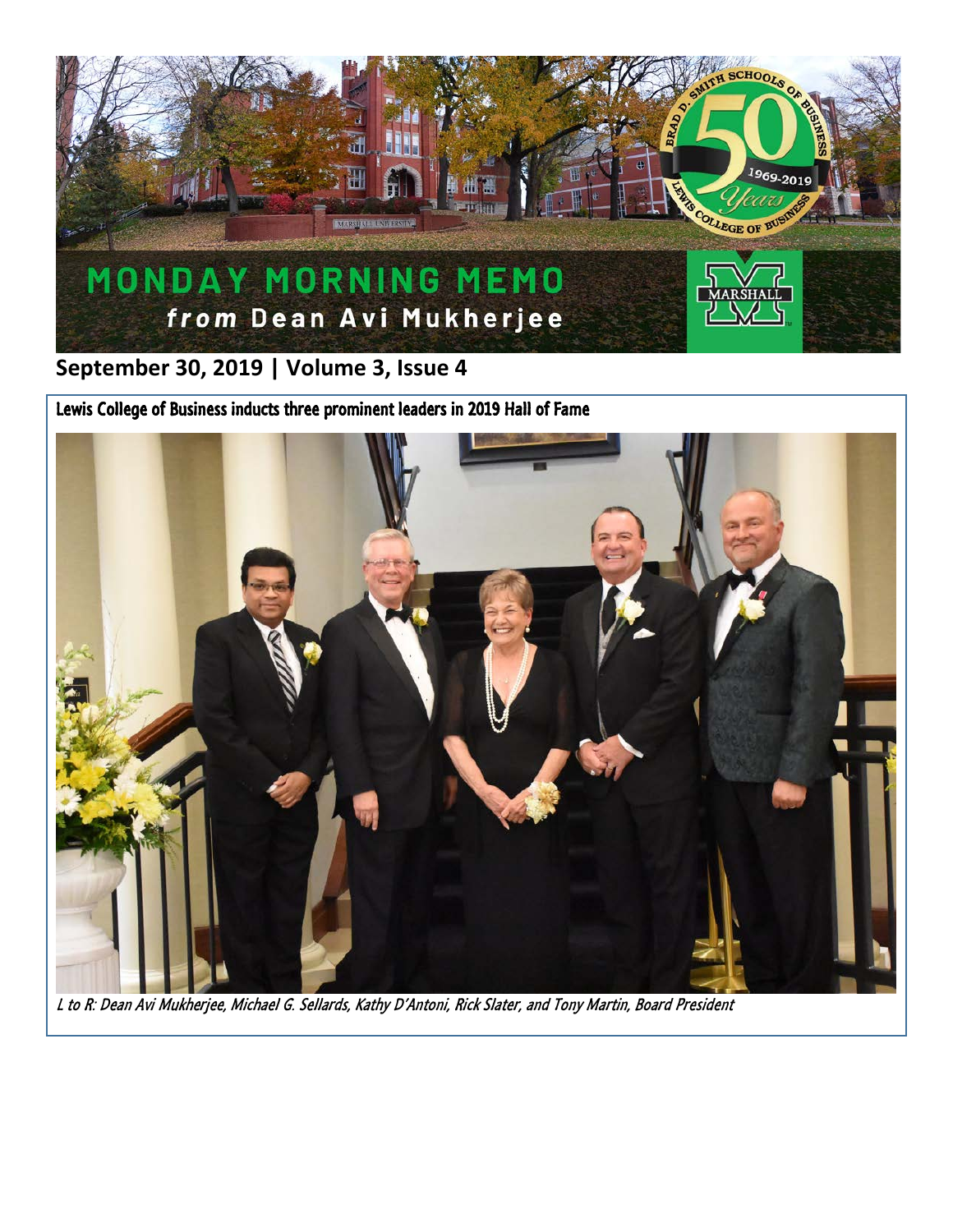# MONDAY MORNING MEMO
## *from* Dean Avi Mukherjee

**September 30, 2019 | Volume 3, Issue 4**

### Lewis College of Business inducts three prominent leaders in 2019 Hall of Fame

*L to R: Dean Avi Mukherjee, Michael G. Sellards, Kathy D'Antoni, Rick Slater, and Tony Martin, Board President*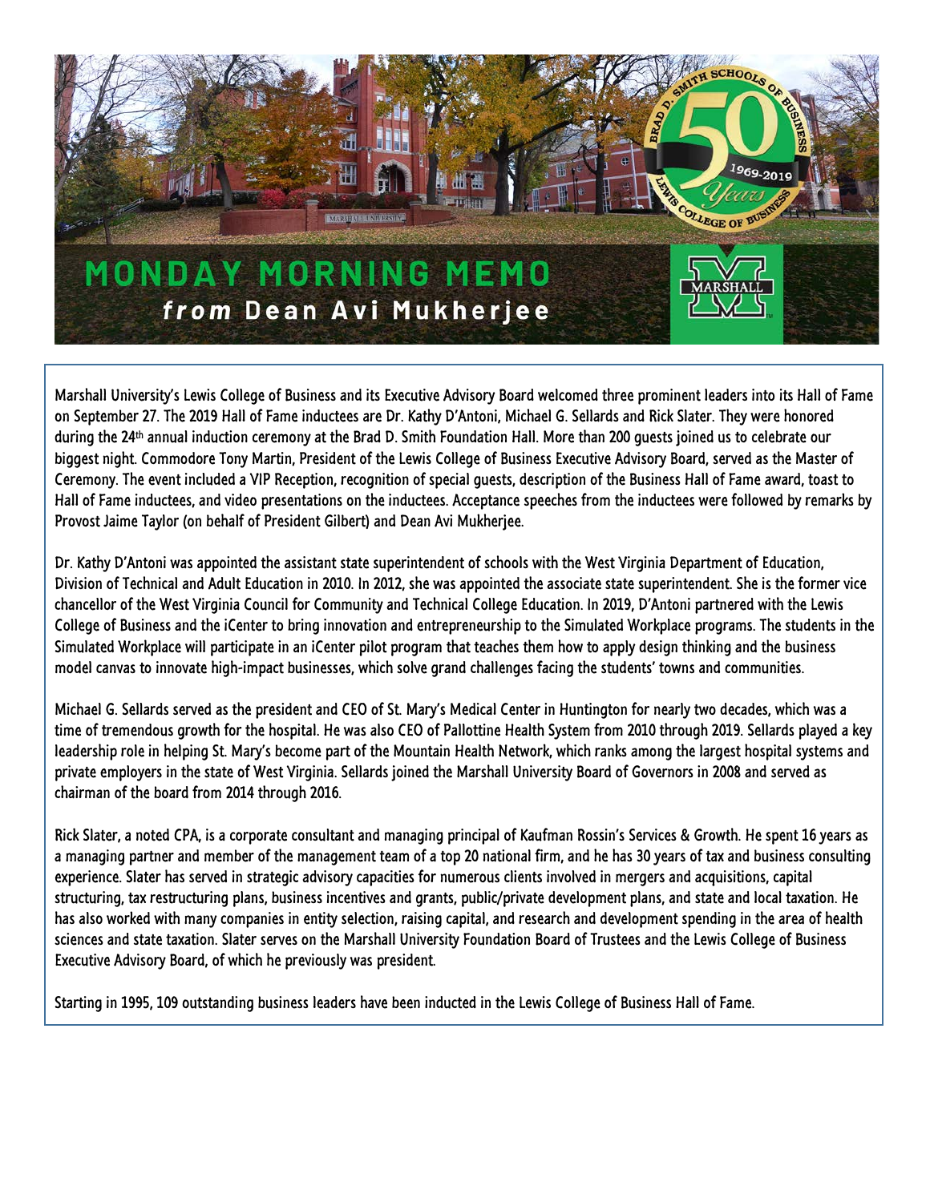# MONDAY MORNING MEMO

## *from* Dean Avi Mukherjee

Marshall University's Lewis College of Business and its Executive Advisory Board welcomed three prominent leaders into its Hall of Fame on September 27. The 2019 Hall of Fame inductees are Dr. Kathy D'Antoni, Michael G. Sellards and Rick Slater. They were honored during the 24th annual induction ceremony at the Brad D. Smith Foundation Hall. More than 200 guests joined us to celebrate our biggest night. Commodore Tony Martin, President of the Lewis College of Business Executive Advisory Board, served as the Master of Ceremony. The event included a VIP Reception, recognition of special guests, description of the Business Hall of Fame award, toast to Hall of Fame inductees, and video presentations on the inductees. Acceptance speeches from the inductees were followed by remarks by Provost Jaime Taylor (on behalf of President Gilbert) and Dean Avi Mukherjee.

Dr. Kathy D'Antoni was appointed the assistant state superintendent of schools with the West Virginia Department of Education, Division of Technical and Adult Education in 2010. In 2012, she was appointed the associate state superintendent. She is the former vice chancellor of the West Virginia Council for Community and Technical College Education. In 2019, D'Antoni partnered with the Lewis College of Business and the iCenter to bring innovation and entrepreneurship to the Simulated Workplace programs. The students in the Simulated Workplace will participate in an iCenter pilot program that teaches them how to apply design thinking and the business model canvas to innovate high-impact businesses, which solve grand challenges facing the students' towns and communities.

Michael G. Sellards served as the president and CEO of St. Mary's Medical Center in Huntington for nearly two decades, which was a time of tremendous growth for the hospital. He was also CEO of Pallottine Health System from 2010 through 2019. Sellards played a key leadership role in helping St. Mary's become part of the Mountain Health Network, which ranks among the largest hospital systems and private employers in the state of West Virginia. Sellards joined the Marshall University Board of Governors in 2008 and served as chairman of the board from 2014 through 2016.

Rick Slater, a noted CPA, is a corporate consultant and managing principal of Kaufman Rossin's Services & Growth. He spent 16 years as a managing partner and member of the management team of a top 20 national firm, and he has 30 years of tax and business consulting experience. Slater has served in strategic advisory capacities for numerous clients involved in mergers and acquisitions, capital structuring, tax restructuring plans, business incentives and grants, public/private development plans, and state and local taxation. He has also worked with many companies in entity selection, raising capital, and research and development spending in the area of health sciences and state taxation. Slater serves on the Marshall University Foundation Board of Trustees and the Lewis College of Business Executive Advisory Board, of which he previously was president.

Starting in 1995, 109 outstanding business leaders have been inducted in the Lewis College of Business Hall of Fame.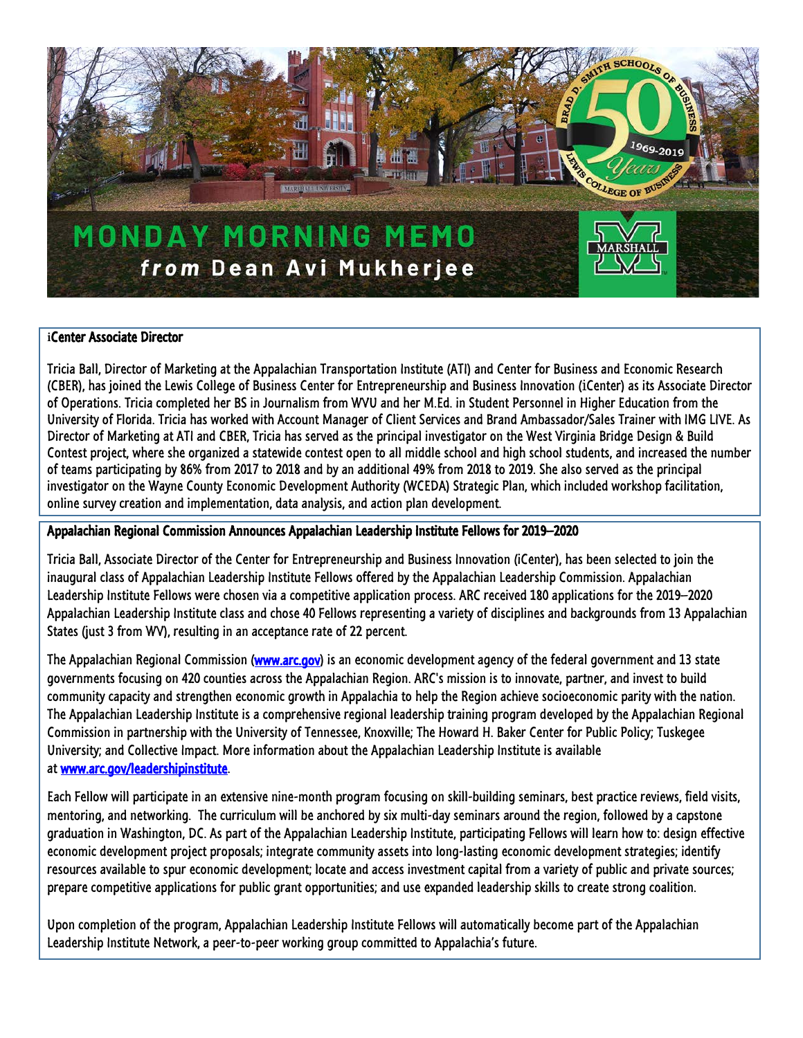# MONDAY MORNING MEMO

***from*** **Dean Avi Mukherjee**

## iCenter Associate Director

Tricia Ball, Director of Marketing at the Appalachian Transportation Institute (ATI) and Center for Business and Economic Research (CBER), has joined the Lewis College of Business Center for Entrepreneurship and Business Innovation (iCenter) as its Associate Director of Operations. Tricia completed her BS in Journalism from WVU and her M.Ed. in Student Personnel in Higher Education from the University of Florida. Tricia has worked with Account Manager of Client Services and Brand Ambassador/Sales Trainer with IMG LIVE. As Director of Marketing at ATI and CBER, Tricia has served as the principal investigator on the West Virginia Bridge Design & Build Contest project, where she organized a statewide contest open to all middle school and high school students, and increased the number of teams participating by 86% from 2017 to 2018 and by an additional 49% from 2018 to 2019. She also served as the principal investigator on the Wayne County Economic Development Authority (WCEDA) Strategic Plan, which included workshop facilitation, online survey creation and implementation, data analysis, and action plan development.

## Appalachian Regional Commission Announces Appalachian Leadership Institute Fellows for 2019–2020

Tricia Ball, Associate Director of the Center for Entrepreneurship and Business Innovation (iCenter), has been selected to join the inaugural class of Appalachian Leadership Institute Fellows offered by the Appalachian Leadership Commission. Appalachian Leadership Institute Fellows were chosen via a competitive application process. ARC received 180 applications for the 2019–2020 Appalachian Leadership Institute class and chose 40 Fellows representing a variety of disciplines and backgrounds from 13 Appalachian States (just 3 from WV), resulting in an acceptance rate of 22 percent.

The Appalachian Regional Commission ([www.arc.gov](http://www.arc.gov)) is an economic development agency of the federal government and 13 state governments focusing on 420 counties across the Appalachian Region. ARC's mission is to innovate, partner, and invest to build community capacity and strengthen economic growth in Appalachia to help the Region achieve socioeconomic parity with the nation. The Appalachian Leadership Institute is a comprehensive regional leadership training program developed by the Appalachian Regional Commission in partnership with the University of Tennessee, Knoxville; The Howard H. Baker Center for Public Policy; Tuskegee University; and Collective Impact. More information about the Appalachian Leadership Institute is available at [www.arc.gov/leadershipinstitute](http://www.arc.gov/leadershipinstitute).

Each Fellow will participate in an extensive nine-month program focusing on skill-building seminars, best practice reviews, field visits, mentoring, and networking. The curriculum will be anchored by six multi-day seminars around the region, followed by a capstone graduation in Washington, DC. As part of the Appalachian Leadership Institute, participating Fellows will learn how to: design effective economic development project proposals; integrate community assets into long-lasting economic development strategies; identify resources available to spur economic development; locate and access investment capital from a variety of public and private sources; prepare competitive applications for public grant opportunities; and use expanded leadership skills to create strong coalition.

Upon completion of the program, Appalachian Leadership Institute Fellows will automatically become part of the Appalachian Leadership Institute Network, a peer-to-peer working group committed to Appalachia's future.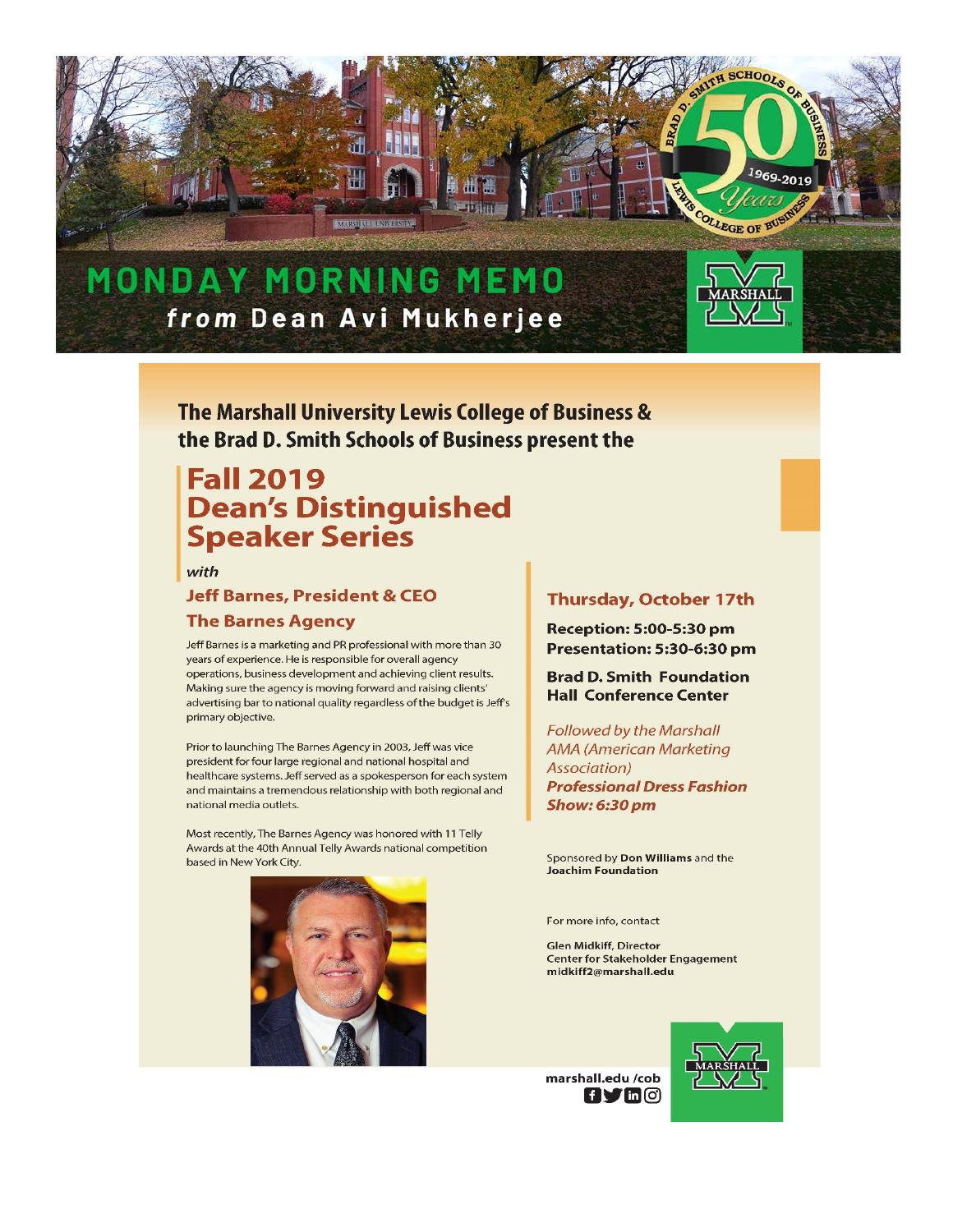# MONDAY MORNING MEMO

### *from* Dean Avi Mukherjee

**The Marshall University Lewis College of Business & the Brad D. Smith Schools of Business present the**

## Fall 2019 Dean's Distinguished Speaker Series

*with*

### Jeff Barnes, President & CEO
### The Barnes Agency

Jeff Barnes is a marketing and PR professional with more than 30 years of experience. He is responsible for overall agency operations, business development and achieving client results. Making sure the agency is moving forward and raising clients' advertising bar to national quality regardless of the budget is Jeff's primary objective.

Prior to launching The Barnes Agency in 2003, Jeff was vice president for four large regional and national hospital and healthcare systems. Jeff served as a spokesperson for each system and maintains a tremendous relationship with both regional and national media outlets.

Most recently, The Barnes Agency was honored with 11 Telly Awards at the 40th Annual Telly Awards national competition based in New York City.

### Thursday, October 17th

**Reception: 5:00-5:30 pm**
**Presentation: 5:30-6:30 pm**

**Brad D. Smith Foundation Hall Conference Center**

*Followed by the Marshall AMA (American Marketing Association)* ***Professional Dress Fashion Show: 6:30 pm***

Sponsored by **Don Williams** and the **Joachim Foundation**

For more info, contact

**Glen Midkiff, Director**
**Center for Stakeholder Engagement**
**midkiff2@marshall.edu**

**marshall.edu /cob**